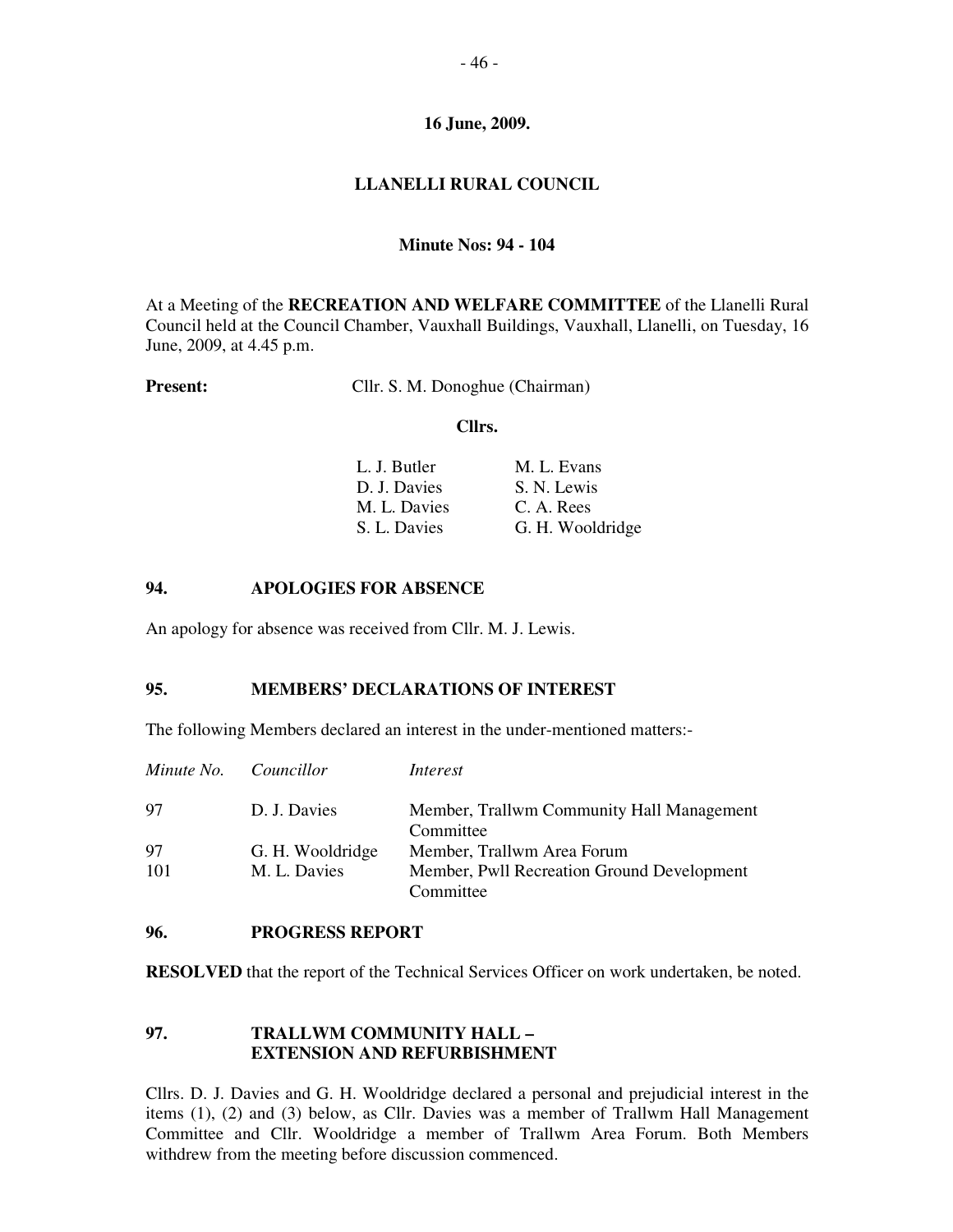**16 June, 2009.**

# LLANELLI RURAL COUNCIL

**Minute Nos: 94 - 104**

At a Meeting of the **RECREATION AND WELFARE COMMITTEE** of the Llanelli Rural Council held at the Council Chamber, Vauxhall Buildings, Vauxhall, Llanelli, on Tuesday, 16 June, 2009, at 4.45 p.m.

**Present:** Cllr. S. M. Donoghue (Chairman)

**Cllrs.**

| | |
|---|---|
| L. J. Butler | M. L. Evans |
| D. J. Davies | S. N. Lewis |
| M. L. Davies | C. A. Rees |
| S. L. Davies | G. H. Wooldridge |

## 94. APOLOGIES FOR ABSENCE

An apology for absence was received from Cllr. M. J. Lewis.

## 95. MEMBERS' DECLARATIONS OF INTEREST

The following Members declared an interest in the under-mentioned matters:-

| *Minute No.* | *Councillor* | *Interest* |
|---|---|---|
| 97 | D. J. Davies | Member, Trallwm Community Hall Management Committee |
| 97 | G. H. Wooldridge | Member, Trallwm Area Forum |
| 101 | M. L. Davies | Member, Pwll Recreation Ground Development Committee |

## 96. PROGRESS REPORT

**RESOLVED** that the report of the Technical Services Officer on work undertaken, be noted.

## 97. TRALLWM COMMUNITY HALL – EXTENSION AND REFURBISHMENT

Cllrs. D. J. Davies and G. H. Wooldridge declared a personal and prejudicial interest in the items (1), (2) and (3) below, as Cllr. Davies was a member of Trallwm Hall Management Committee and Cllr. Wooldridge a member of Trallwm Area Forum. Both Members withdrew from the meeting before discussion commenced.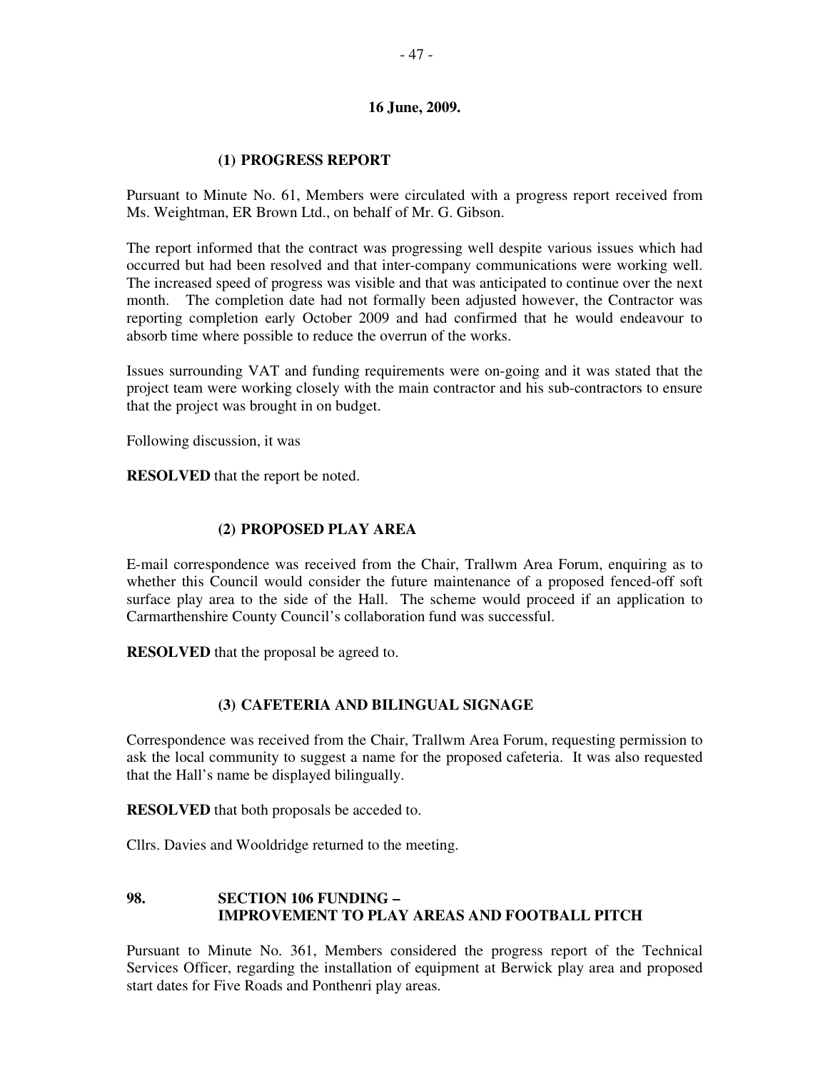**16 June, 2009.**

### (1) PROGRESS REPORT

Pursuant to Minute No. 61, Members were circulated with a progress report received from Ms. Weightman, ER Brown Ltd., on behalf of Mr. G. Gibson.

The report informed that the contract was progressing well despite various issues which had occurred but had been resolved and that inter-company communications were working well. The increased speed of progress was visible and that was anticipated to continue over the next month. The completion date had not formally been adjusted however, the Contractor was reporting completion early October 2009 and had confirmed that he would endeavour to absorb time where possible to reduce the overrun of the works.

Issues surrounding VAT and funding requirements were on-going and it was stated that the project team were working closely with the main contractor and his sub-contractors to ensure that the project was brought in on budget.

Following discussion, it was

**RESOLVED** that the report be noted.

### (2) PROPOSED PLAY AREA

E-mail correspondence was received from the Chair, Trallwm Area Forum, enquiring as to whether this Council would consider the future maintenance of a proposed fenced-off soft surface play area to the side of the Hall. The scheme would proceed if an application to Carmarthenshire County Council's collaboration fund was successful.

**RESOLVED** that the proposal be agreed to.

### (3) CAFETERIA AND BILINGUAL SIGNAGE

Correspondence was received from the Chair, Trallwm Area Forum, requesting permission to ask the local community to suggest a name for the proposed cafeteria. It was also requested that the Hall's name be displayed bilingually.

**RESOLVED** that both proposals be acceded to.

Cllrs. Davies and Wooldridge returned to the meeting.

## 98. SECTION 106 FUNDING – IMPROVEMENT TO PLAY AREAS AND FOOTBALL PITCH

Pursuant to Minute No. 361, Members considered the progress report of the Technical Services Officer, regarding the installation of equipment at Berwick play area and proposed start dates for Five Roads and Ponthenri play areas.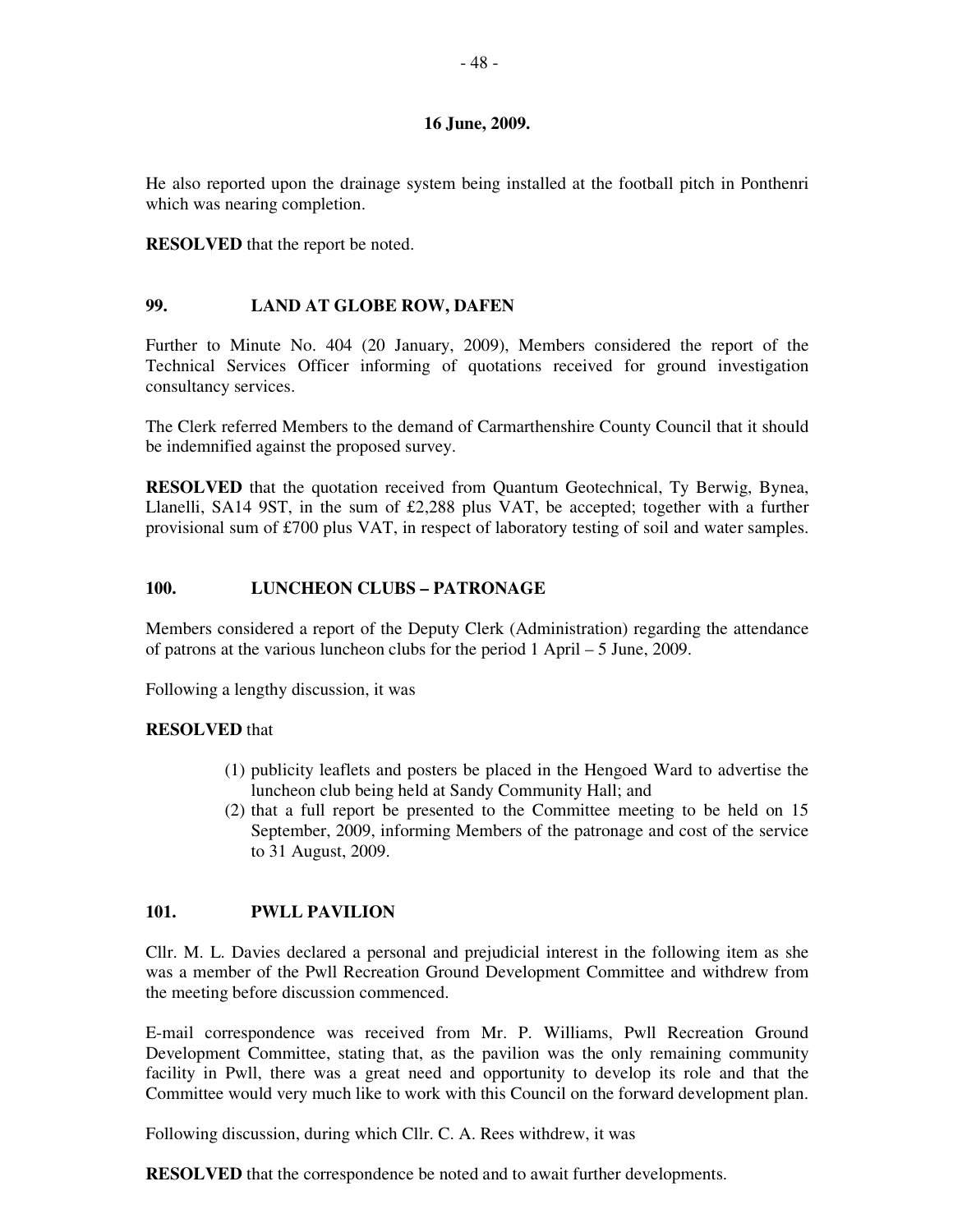**16 June, 2009.**

He also reported upon the drainage system being installed at the football pitch in Ponthenri which was nearing completion.

**RESOLVED** that the report be noted.

## 99. LAND AT GLOBE ROW, DAFEN

Further to Minute No. 404 (20 January, 2009), Members considered the report of the Technical Services Officer informing of quotations received for ground investigation consultancy services.

The Clerk referred Members to the demand of Carmarthenshire County Council that it should be indemnified against the proposed survey.

**RESOLVED** that the quotation received from Quantum Geotechnical, Ty Berwig, Bynea, Llanelli, SA14 9ST, in the sum of £2,288 plus VAT, be accepted; together with a further provisional sum of £700 plus VAT, in respect of laboratory testing of soil and water samples.

## 100. LUNCHEON CLUBS – PATRONAGE

Members considered a report of the Deputy Clerk (Administration) regarding the attendance of patrons at the various luncheon clubs for the period 1 April – 5 June, 2009.

Following a lengthy discussion, it was

**RESOLVED** that

(1) publicity leaflets and posters be placed in the Hengoed Ward to advertise the luncheon club being held at Sandy Community Hall; and
(2) that a full report be presented to the Committee meeting to be held on 15 September, 2009, informing Members of the patronage and cost of the service to 31 August, 2009.

## 101. PWLL PAVILION

Cllr. M. L. Davies declared a personal and prejudicial interest in the following item as she was a member of the Pwll Recreation Ground Development Committee and withdrew from the meeting before discussion commenced.

E-mail correspondence was received from Mr. P. Williams, Pwll Recreation Ground Development Committee, stating that, as the pavilion was the only remaining community facility in Pwll, there was a great need and opportunity to develop its role and that the Committee would very much like to work with this Council on the forward development plan.

Following discussion, during which Cllr. C. A. Rees withdrew, it was

**RESOLVED** that the correspondence be noted and to await further developments.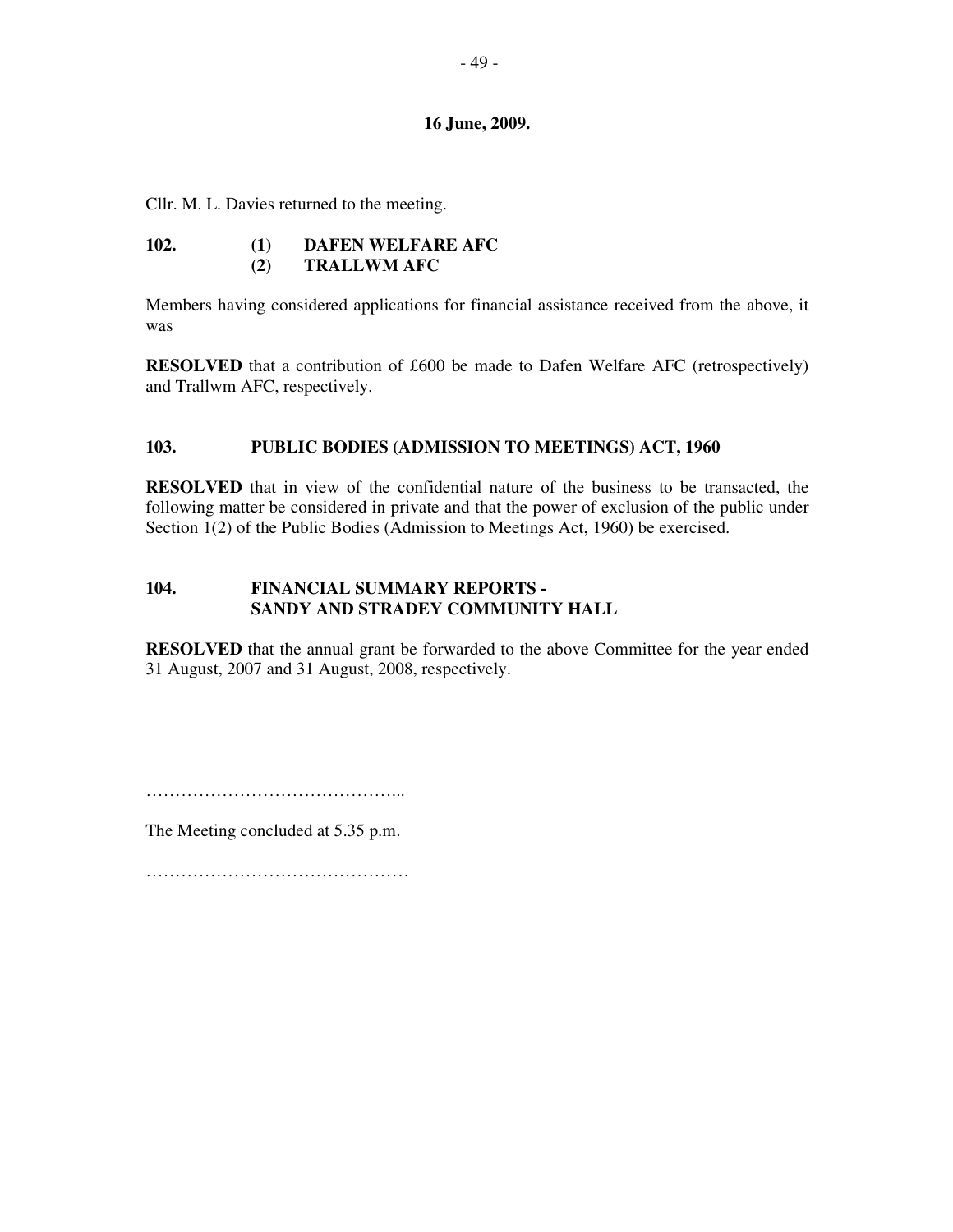**16 June, 2009.**

Cllr. M. L. Davies returned to the meeting.

**102. (1) DAFEN WELFARE AFC**
**(2) TRALLWM AFC**

Members having considered applications for financial assistance received from the above, it was

**RESOLVED** that a contribution of £600 be made to Dafen Welfare AFC (retrospectively) and Trallwm AFC, respectively.

**103. PUBLIC BODIES (ADMISSION TO MEETINGS) ACT, 1960**

**RESOLVED** that in view of the confidential nature of the business to be transacted, the following matter be considered in private and that the power of exclusion of the public under Section 1(2) of the Public Bodies (Admission to Meetings Act, 1960) be exercised.

**104. FINANCIAL SUMMARY REPORTS - SANDY AND STRADEY COMMUNITY HALL**

**RESOLVED** that the annual grant be forwarded to the above Committee for the year ended 31 August, 2007 and 31 August, 2008, respectively.

……………………………………...

The Meeting concluded at 5.35 p.m.

………………………………………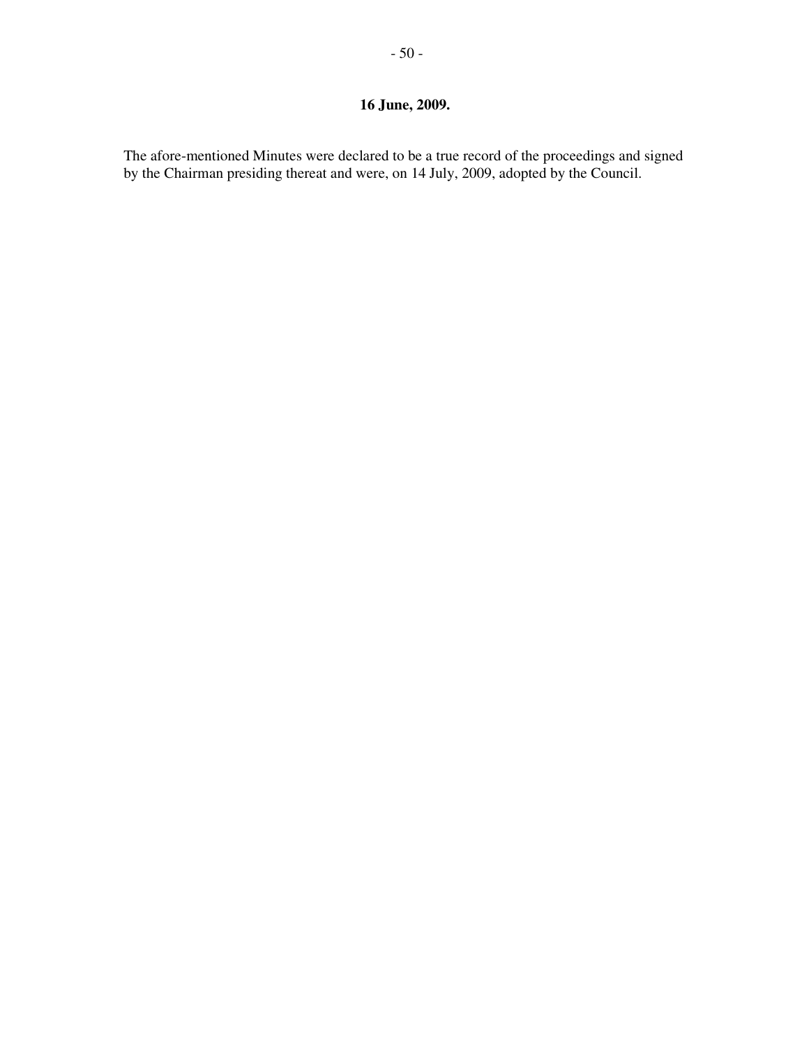**16 June, 2009.**

The afore-mentioned Minutes were declared to be a true record of the proceedings and signed by the Chairman presiding thereat and were, on 14 July, 2009, adopted by the Council.